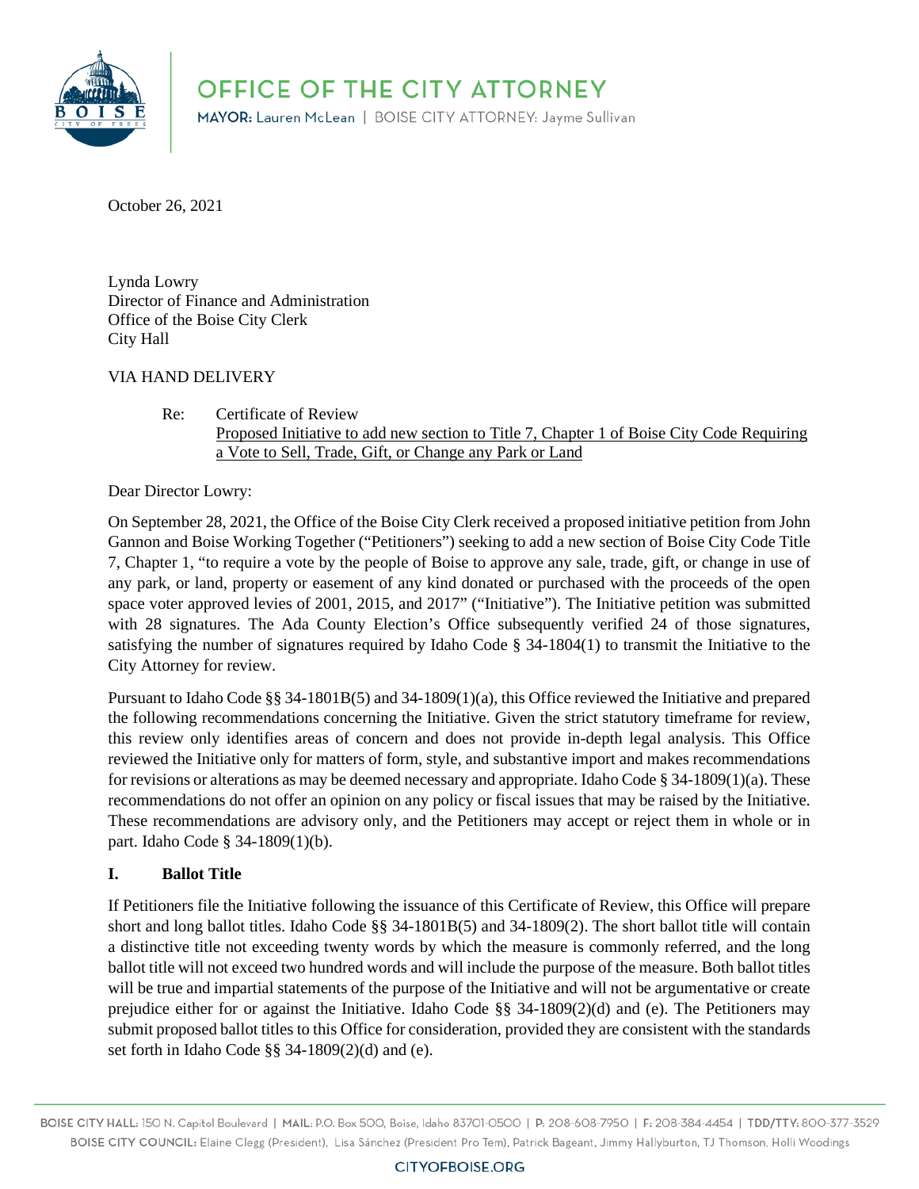# OFFICE OF THE CITY ATTORNEY

**MAYOR:** Lauren McLean | BOISE CITY ATTORNEY: Jayme Sullivan

October 26, 2021

Lynda Lowry
Director of Finance and Administration
Office of the Boise City Clerk
City Hall

VIA HAND DELIVERY

Re: Certificate of Review
Proposed Initiative to add new section to Title 7, Chapter 1 of Boise City Code Requiring a Vote to Sell, Trade, Gift, or Change any Park or Land

Dear Director Lowry:

On September 28, 2021, the Office of the Boise City Clerk received a proposed initiative petition from John Gannon and Boise Working Together ("Petitioners") seeking to add a new section of Boise City Code Title 7, Chapter 1, "to require a vote by the people of Boise to approve any sale, trade, gift, or change in use of any park, or land, property or easement of any kind donated or purchased with the proceeds of the open space voter approved levies of 2001, 2015, and 2017" ("Initiative"). The Initiative petition was submitted with 28 signatures. The Ada County Election's Office subsequently verified 24 of those signatures, satisfying the number of signatures required by Idaho Code § 34-1804(1) to transmit the Initiative to the City Attorney for review.

Pursuant to Idaho Code §§ 34-1801B(5) and 34-1809(1)(a), this Office reviewed the Initiative and prepared the following recommendations concerning the Initiative. Given the strict statutory timeframe for review, this review only identifies areas of concern and does not provide in-depth legal analysis. This Office reviewed the Initiative only for matters of form, style, and substantive import and makes recommendations for revisions or alterations as may be deemed necessary and appropriate. Idaho Code § 34-1809(1)(a). These recommendations do not offer an opinion on any policy or fiscal issues that may be raised by the Initiative. These recommendations are advisory only, and the Petitioners may accept or reject them in whole or in part. Idaho Code § 34-1809(1)(b).

## I. Ballot Title

If Petitioners file the Initiative following the issuance of this Certificate of Review, this Office will prepare short and long ballot titles. Idaho Code §§ 34-1801B(5) and 34-1809(2). The short ballot title will contain a distinctive title not exceeding twenty words by which the measure is commonly referred, and the long ballot title will not exceed two hundred words and will include the purpose of the measure. Both ballot titles will be true and impartial statements of the purpose of the Initiative and will not be argumentative or create prejudice either for or against the Initiative. Idaho Code §§ 34-1809(2)(d) and (e). The Petitioners may submit proposed ballot titles to this Office for consideration, provided they are consistent with the standards set forth in Idaho Code §§ 34-1809(2)(d) and (e).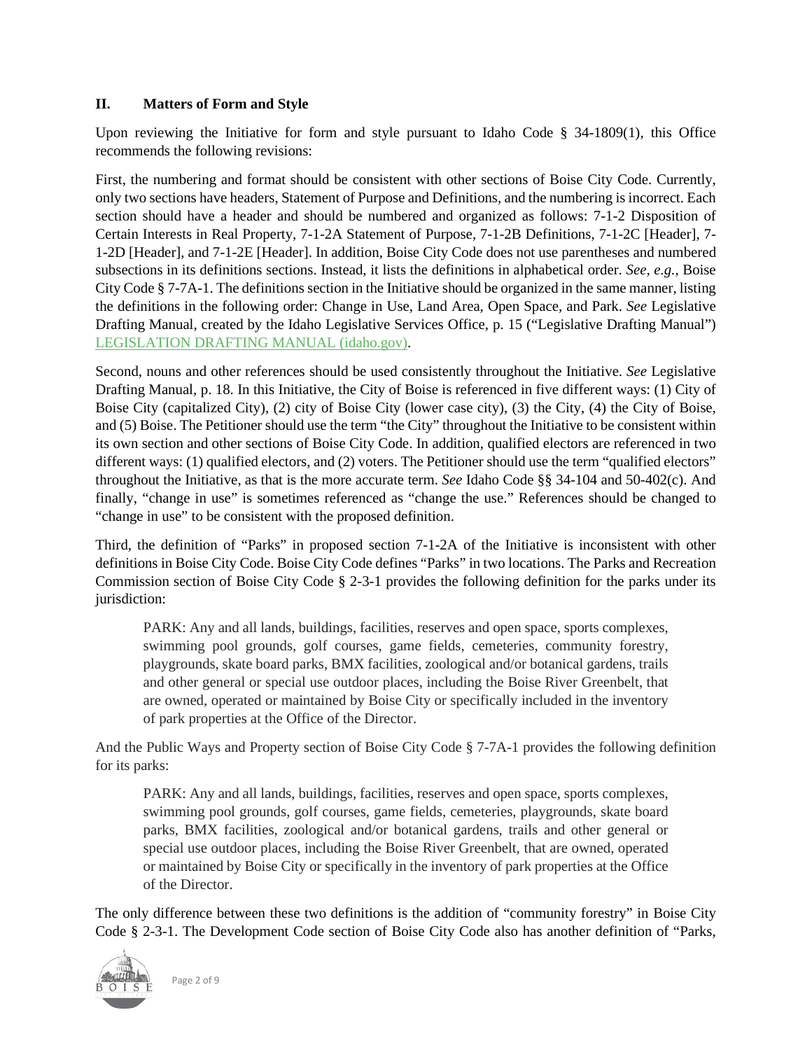## II. Matters of Form and Style

Upon reviewing the Initiative for form and style pursuant to Idaho Code § 34-1809(1), this Office recommends the following revisions:

First, the numbering and format should be consistent with other sections of Boise City Code. Currently, only two sections have headers, Statement of Purpose and Definitions, and the numbering is incorrect. Each section should have a header and should be numbered and organized as follows: 7-1-2 Disposition of Certain Interests in Real Property, 7-1-2A Statement of Purpose, 7-1-2B Definitions, 7-1-2C [Header], 7-1-2D [Header], and 7-1-2E [Header]. In addition, Boise City Code does not use parentheses and numbered subsections in its definitions sections. Instead, it lists the definitions in alphabetical order. *See, e.g.,* Boise City Code § 7-7A-1. The definitions section in the Initiative should be organized in the same manner, listing the definitions in the following order: Change in Use, Land Area, Open Space, and Park. *See* Legislative Drafting Manual, created by the Idaho Legislative Services Office, p. 15 ("Legislative Drafting Manual") [LEGISLATION DRAFTING MANUAL (idaho.gov)](LEGISLATION DRAFTING MANUAL (idaho.gov)).

Second, nouns and other references should be used consistently throughout the Initiative. *See* Legislative Drafting Manual, p. 18. In this Initiative, the City of Boise is referenced in five different ways: (1) City of Boise City (capitalized City), (2) city of Boise City (lower case city), (3) the City, (4) the City of Boise, and (5) Boise. The Petitioner should use the term "the City" throughout the Initiative to be consistent within its own section and other sections of Boise City Code. In addition, qualified electors are referenced in two different ways: (1) qualified electors, and (2) voters. The Petitioner should use the term "qualified electors" throughout the Initiative, as that is the more accurate term. *See* Idaho Code §§ 34-104 and 50-402(c). And finally, "change in use" is sometimes referenced as "change the use." References should be changed to "change in use" to be consistent with the proposed definition.

Third, the definition of "Parks" in proposed section 7-1-2A of the Initiative is inconsistent with other definitions in Boise City Code. Boise City Code defines "Parks" in two locations. The Parks and Recreation Commission section of Boise City Code § 2-3-1 provides the following definition for the parks under its jurisdiction:

> PARK: Any and all lands, buildings, facilities, reserves and open space, sports complexes, swimming pool grounds, golf courses, game fields, cemeteries, community forestry, playgrounds, skate board parks, BMX facilities, zoological and/or botanical gardens, trails and other general or special use outdoor places, including the Boise River Greenbelt, that are owned, operated or maintained by Boise City or specifically included in the inventory of park properties at the Office of the Director.

And the Public Ways and Property section of Boise City Code § 7-7A-1 provides the following definition for its parks:

> PARK: Any and all lands, buildings, facilities, reserves and open space, sports complexes, swimming pool grounds, golf courses, game fields, cemeteries, playgrounds, skate board parks, BMX facilities, zoological and/or botanical gardens, trails and other general or special use outdoor places, including the Boise River Greenbelt, that are owned, operated or maintained by Boise City or specifically in the inventory of park properties at the Office of the Director.

The only difference between these two definitions is the addition of "community forestry" in Boise City Code § 2-3-1. The Development Code section of Boise City Code also has another definition of "Parks,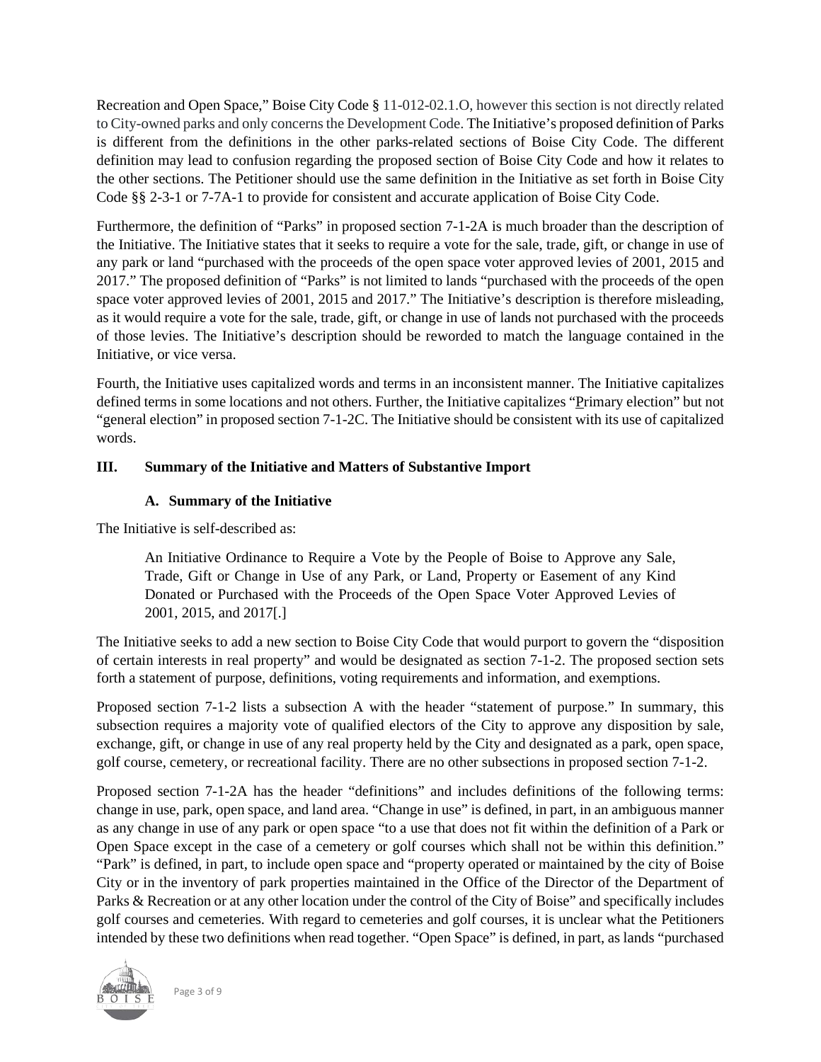Recreation and Open Space," Boise City Code § 11-012-02.1.O, however this section is not directly related to City-owned parks and only concerns the Development Code. The Initiative's proposed definition of Parks is different from the definitions in the other parks-related sections of Boise City Code. The different definition may lead to confusion regarding the proposed section of Boise City Code and how it relates to the other sections. The Petitioner should use the same definition in the Initiative as set forth in Boise City Code §§ 2-3-1 or 7-7A-1 to provide for consistent and accurate application of Boise City Code.

Furthermore, the definition of "Parks" in proposed section 7-1-2A is much broader than the description of the Initiative. The Initiative states that it seeks to require a vote for the sale, trade, gift, or change in use of any park or land "purchased with the proceeds of the open space voter approved levies of 2001, 2015 and 2017." The proposed definition of "Parks" is not limited to lands "purchased with the proceeds of the open space voter approved levies of 2001, 2015 and 2017." The Initiative's description is therefore misleading, as it would require a vote for the sale, trade, gift, or change in use of lands not purchased with the proceeds of those levies. The Initiative's description should be reworded to match the language contained in the Initiative, or vice versa.

Fourth, the Initiative uses capitalized words and terms in an inconsistent manner. The Initiative capitalizes defined terms in some locations and not others. Further, the Initiative capitalizes "Primary election" but not "general election" in proposed section 7-1-2C. The Initiative should be consistent with its use of capitalized words.

## III. Summary of the Initiative and Matters of Substantive Import

### A. Summary of the Initiative

The Initiative is self-described as:

> An Initiative Ordinance to Require a Vote by the People of Boise to Approve any Sale, Trade, Gift or Change in Use of any Park, or Land, Property or Easement of any Kind Donated or Purchased with the Proceeds of the Open Space Voter Approved Levies of 2001, 2015, and 2017[.]

The Initiative seeks to add a new section to Boise City Code that would purport to govern the "disposition of certain interests in real property" and would be designated as section 7-1-2. The proposed section sets forth a statement of purpose, definitions, voting requirements and information, and exemptions.

Proposed section 7-1-2 lists a subsection A with the header "statement of purpose." In summary, this subsection requires a majority vote of qualified electors of the City to approve any disposition by sale, exchange, gift, or change in use of any real property held by the City and designated as a park, open space, golf course, cemetery, or recreational facility. There are no other subsections in proposed section 7-1-2.

Proposed section 7-1-2A has the header "definitions" and includes definitions of the following terms: change in use, park, open space, and land area. "Change in use" is defined, in part, in an ambiguous manner as any change in use of any park or open space "to a use that does not fit within the definition of a Park or Open Space except in the case of a cemetery or golf courses which shall not be within this definition." "Park" is defined, in part, to include open space and "property operated or maintained by the city of Boise City or in the inventory of park properties maintained in the Office of the Director of the Department of Parks & Recreation or at any other location under the control of the City of Boise" and specifically includes golf courses and cemeteries. With regard to cemeteries and golf courses, it is unclear what the Petitioners intended by these two definitions when read together. "Open Space" is defined, in part, as lands "purchased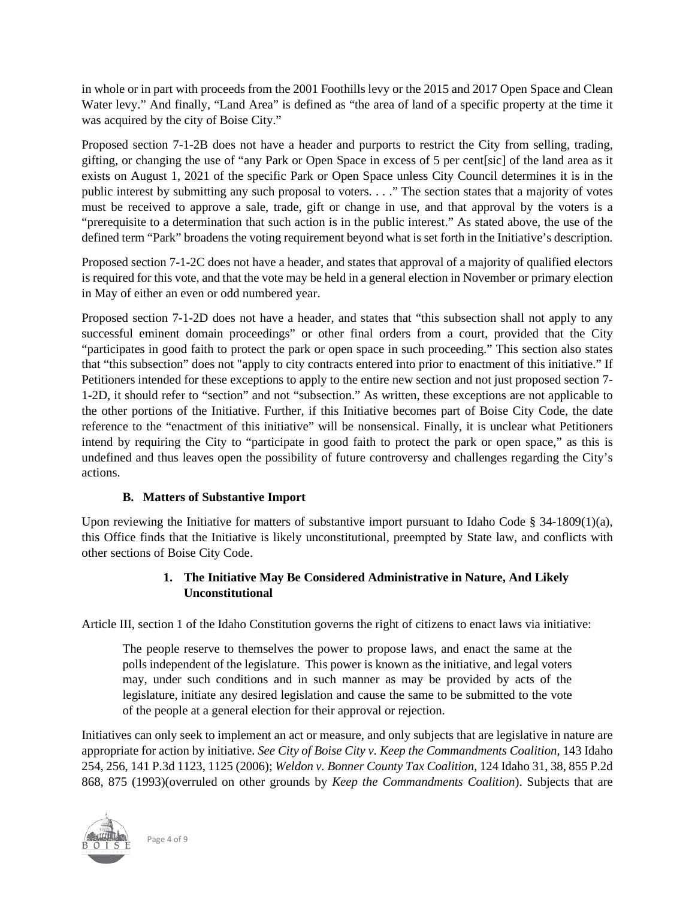in whole or in part with proceeds from the 2001 Foothills levy or the 2015 and 2017 Open Space and Clean Water levy." And finally, "Land Area" is defined as "the area of land of a specific property at the time it was acquired by the city of Boise City."

Proposed section 7-1-2B does not have a header and purports to restrict the City from selling, trading, gifting, or changing the use of "any Park or Open Space in excess of 5 per cent[sic] of the land area as it exists on August 1, 2021 of the specific Park or Open Space unless City Council determines it is in the public interest by submitting any such proposal to voters. . . ." The section states that a majority of votes must be received to approve a sale, trade, gift or change in use, and that approval by the voters is a "prerequisite to a determination that such action is in the public interest." As stated above, the use of the defined term "Park" broadens the voting requirement beyond what is set forth in the Initiative's description.

Proposed section 7-1-2C does not have a header, and states that approval of a majority of qualified electors is required for this vote, and that the vote may be held in a general election in November or primary election in May of either an even or odd numbered year.

Proposed section 7-1-2D does not have a header, and states that "this subsection shall not apply to any successful eminent domain proceedings" or other final orders from a court, provided that the City "participates in good faith to protect the park or open space in such proceeding." This section also states that "this subsection" does not "apply to city contracts entered into prior to enactment of this initiative." If Petitioners intended for these exceptions to apply to the entire new section and not just proposed section 7-1-2D, it should refer to "section" and not "subsection." As written, these exceptions are not applicable to the other portions of the Initiative. Further, if this Initiative becomes part of Boise City Code, the date reference to the "enactment of this initiative" will be nonsensical. Finally, it is unclear what Petitioners intend by requiring the City to "participate in good faith to protect the park or open space," as this is undefined and thus leaves open the possibility of future controversy and challenges regarding the City's actions.

### B. Matters of Substantive Import

Upon reviewing the Initiative for matters of substantive import pursuant to Idaho Code § 34-1809(1)(a), this Office finds that the Initiative is likely unconstitutional, preempted by State law, and conflicts with other sections of Boise City Code.

#### 1. The Initiative May Be Considered Administrative in Nature, And Likely Unconstitutional

Article III, section 1 of the Idaho Constitution governs the right of citizens to enact laws via initiative:

> The people reserve to themselves the power to propose laws, and enact the same at the polls independent of the legislature. This power is known as the initiative, and legal voters may, under such conditions and in such manner as may be provided by acts of the legislature, initiate any desired legislation and cause the same to be submitted to the vote of the people at a general election for their approval or rejection.

Initiatives can only seek to implement an act or measure, and only subjects that are legislative in nature are appropriate for action by initiative. *See City of Boise City v. Keep the Commandments Coalition*, 143 Idaho 254, 256, 141 P.3d 1123, 1125 (2006); *Weldon v. Bonner County Tax Coalition*, 124 Idaho 31, 38, 855 P.2d 868, 875 (1993)(overruled on other grounds by *Keep the Commandments Coalition*). Subjects that are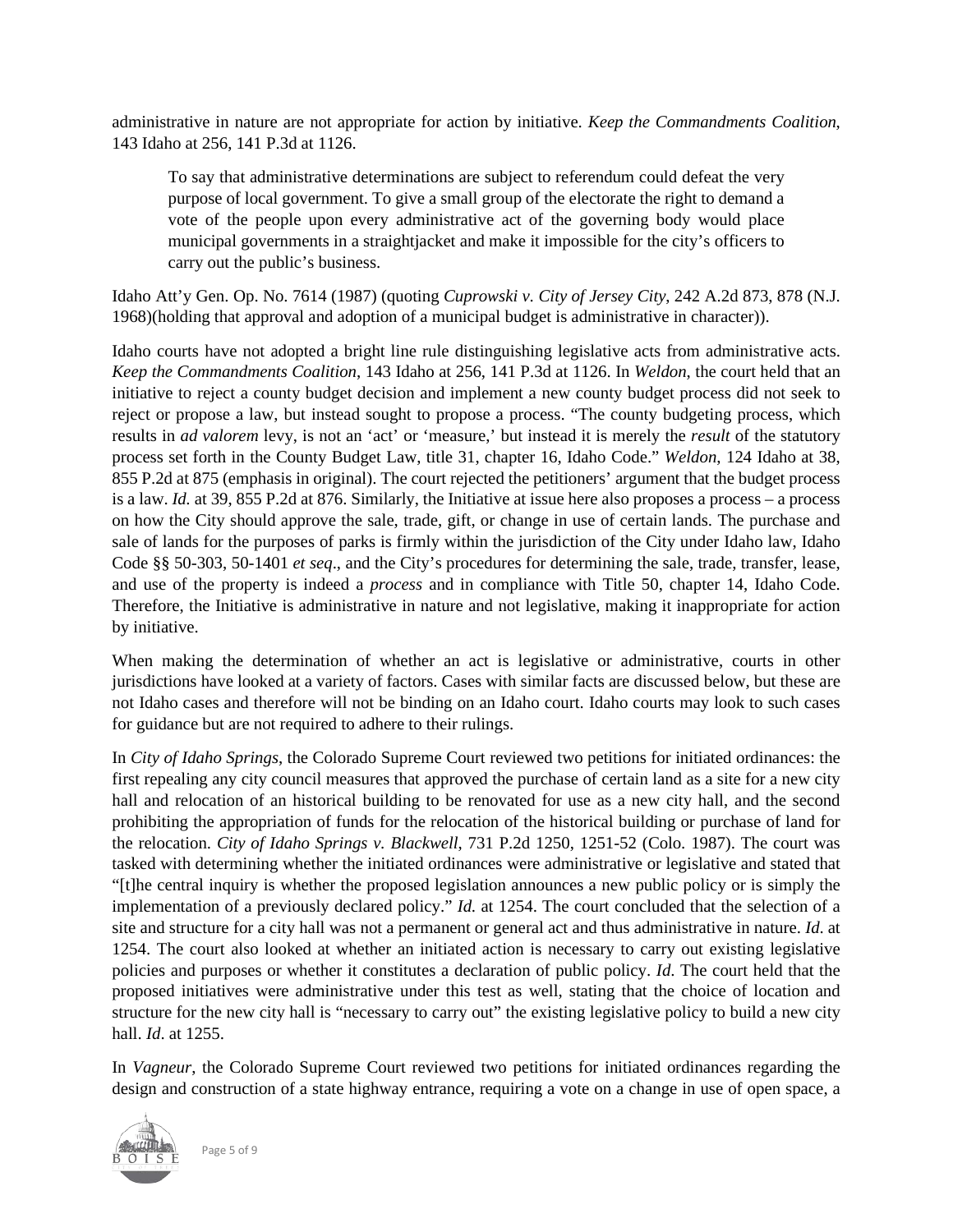administrative in nature are not appropriate for action by initiative. *Keep the Commandments Coalition*, 143 Idaho at 256, 141 P.3d at 1126.

> To say that administrative determinations are subject to referendum could defeat the very purpose of local government. To give a small group of the electorate the right to demand a vote of the people upon every administrative act of the governing body would place municipal governments in a straightjacket and make it impossible for the city's officers to carry out the public's business.

Idaho Att'y Gen. Op. No. 7614 (1987) (quoting *Cuprowski v. City of Jersey City*, 242 A.2d 873, 878 (N.J. 1968)(holding that approval and adoption of a municipal budget is administrative in character)).

Idaho courts have not adopted a bright line rule distinguishing legislative acts from administrative acts. *Keep the Commandments Coalition*, 143 Idaho at 256, 141 P.3d at 1126. In *Weldon*, the court held that an initiative to reject a county budget decision and implement a new county budget process did not seek to reject or propose a law, but instead sought to propose a process. "The county budgeting process, which results in *ad valorem* levy, is not an 'act' or 'measure,' but instead it is merely the *result* of the statutory process set forth in the County Budget Law, title 31, chapter 16, Idaho Code." *Weldon*, 124 Idaho at 38, 855 P.2d at 875 (emphasis in original). The court rejected the petitioners' argument that the budget process is a law. *Id.* at 39, 855 P.2d at 876. Similarly, the Initiative at issue here also proposes a process – a process on how the City should approve the sale, trade, gift, or change in use of certain lands. The purchase and sale of lands for the purposes of parks is firmly within the jurisdiction of the City under Idaho law, Idaho Code §§ 50-303, 50-1401 *et seq*., and the City's procedures for determining the sale, trade, transfer, lease, and use of the property is indeed a *process* and in compliance with Title 50, chapter 14, Idaho Code. Therefore, the Initiative is administrative in nature and not legislative, making it inappropriate for action by initiative.

When making the determination of whether an act is legislative or administrative, courts in other jurisdictions have looked at a variety of factors. Cases with similar facts are discussed below, but these are not Idaho cases and therefore will not be binding on an Idaho court. Idaho courts may look to such cases for guidance but are not required to adhere to their rulings.

In *City of Idaho Springs*, the Colorado Supreme Court reviewed two petitions for initiated ordinances: the first repealing any city council measures that approved the purchase of certain land as a site for a new city hall and relocation of an historical building to be renovated for use as a new city hall, and the second prohibiting the appropriation of funds for the relocation of the historical building or purchase of land for the relocation. *City of Idaho Springs v. Blackwell*, 731 P.2d 1250, 1251-52 (Colo. 1987). The court was tasked with determining whether the initiated ordinances were administrative or legislative and stated that "[t]he central inquiry is whether the proposed legislation announces a new public policy or is simply the implementation of a previously declared policy." *Id.* at 1254. The court concluded that the selection of a site and structure for a city hall was not a permanent or general act and thus administrative in nature. *Id*. at 1254. The court also looked at whether an initiated action is necessary to carry out existing legislative policies and purposes or whether it constitutes a declaration of public policy. *Id.* The court held that the proposed initiatives were administrative under this test as well, stating that the choice of location and structure for the new city hall is "necessary to carry out" the existing legislative policy to build a new city hall. *Id*. at 1255.

In *Vagneur*, the Colorado Supreme Court reviewed two petitions for initiated ordinances regarding the design and construction of a state highway entrance, requiring a vote on a change in use of open space, a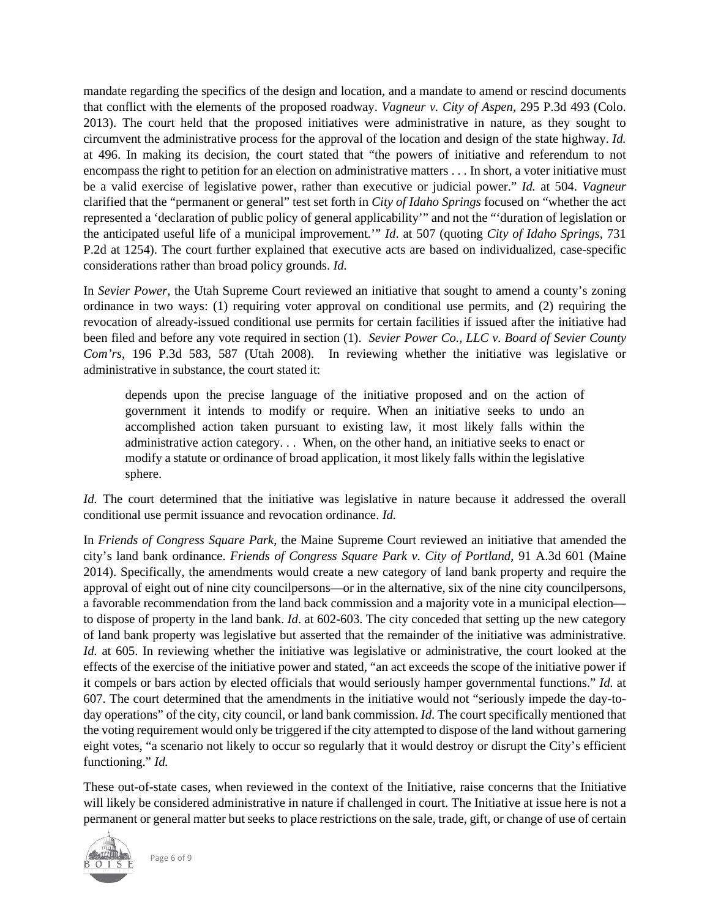mandate regarding the specifics of the design and location, and a mandate to amend or rescind documents that conflict with the elements of the proposed roadway. *Vagneur v. City of Aspen*, 295 P.3d 493 (Colo. 2013). The court held that the proposed initiatives were administrative in nature, as they sought to circumvent the administrative process for the approval of the location and design of the state highway. *Id.* at 496. In making its decision, the court stated that "the powers of initiative and referendum to not encompass the right to petition for an election on administrative matters . . . In short, a voter initiative must be a valid exercise of legislative power, rather than executive or judicial power." *Id.* at 504. *Vagneur* clarified that the "permanent or general" test set forth in *City of Idaho Springs* focused on "whether the act represented a 'declaration of public policy of general applicability'" and not the "'duration of legislation or the anticipated useful life of a municipal improvement.'" *Id*. at 507 (quoting *City of Idaho Springs*, 731 P.2d at 1254). The court further explained that executive acts are based on individualized, case-specific considerations rather than broad policy grounds. *Id.*

In *Sevier Power*, the Utah Supreme Court reviewed an initiative that sought to amend a county's zoning ordinance in two ways: (1) requiring voter approval on conditional use permits, and (2) requiring the revocation of already-issued conditional use permits for certain facilities if issued after the initiative had been filed and before any vote required in section (1). *Sevier Power Co., LLC v. Board of Sevier County Com'rs*, 196 P.3d 583, 587 (Utah 2008). In reviewing whether the initiative was legislative or administrative in substance, the court stated it:

> depends upon the precise language of the initiative proposed and on the action of government it intends to modify or require. When an initiative seeks to undo an accomplished action taken pursuant to existing law, it most likely falls within the administrative action category. . . When, on the other hand, an initiative seeks to enact or modify a statute or ordinance of broad application, it most likely falls within the legislative sphere.

*Id.* The court determined that the initiative was legislative in nature because it addressed the overall conditional use permit issuance and revocation ordinance. *Id.*

In *Friends of Congress Square Park*, the Maine Supreme Court reviewed an initiative that amended the city's land bank ordinance. *Friends of Congress Square Park v. City of Portland*, 91 A.3d 601 (Maine 2014). Specifically, the amendments would create a new category of land bank property and require the approval of eight out of nine city councilpersons—or in the alternative, six of the nine city councilpersons, a favorable recommendation from the land back commission and a majority vote in a municipal election—to dispose of property in the land bank. *Id*. at 602-603. The city conceded that setting up the new category of land bank property was legislative but asserted that the remainder of the initiative was administrative. *Id.* at 605. In reviewing whether the initiative was legislative or administrative, the court looked at the effects of the exercise of the initiative power and stated, "an act exceeds the scope of the initiative power if it compels or bars action by elected officials that would seriously hamper governmental functions." *Id.* at 607. The court determined that the amendments in the initiative would not "seriously impede the day-to-day operations" of the city, city council, or land bank commission. *Id*. The court specifically mentioned that the voting requirement would only be triggered if the city attempted to dispose of the land without garnering eight votes, "a scenario not likely to occur so regularly that it would destroy or disrupt the City's efficient functioning." *Id.*

These out-of-state cases, when reviewed in the context of the Initiative, raise concerns that the Initiative will likely be considered administrative in nature if challenged in court. The Initiative at issue here is not a permanent or general matter but seeks to place restrictions on the sale, trade, gift, or change of use of certain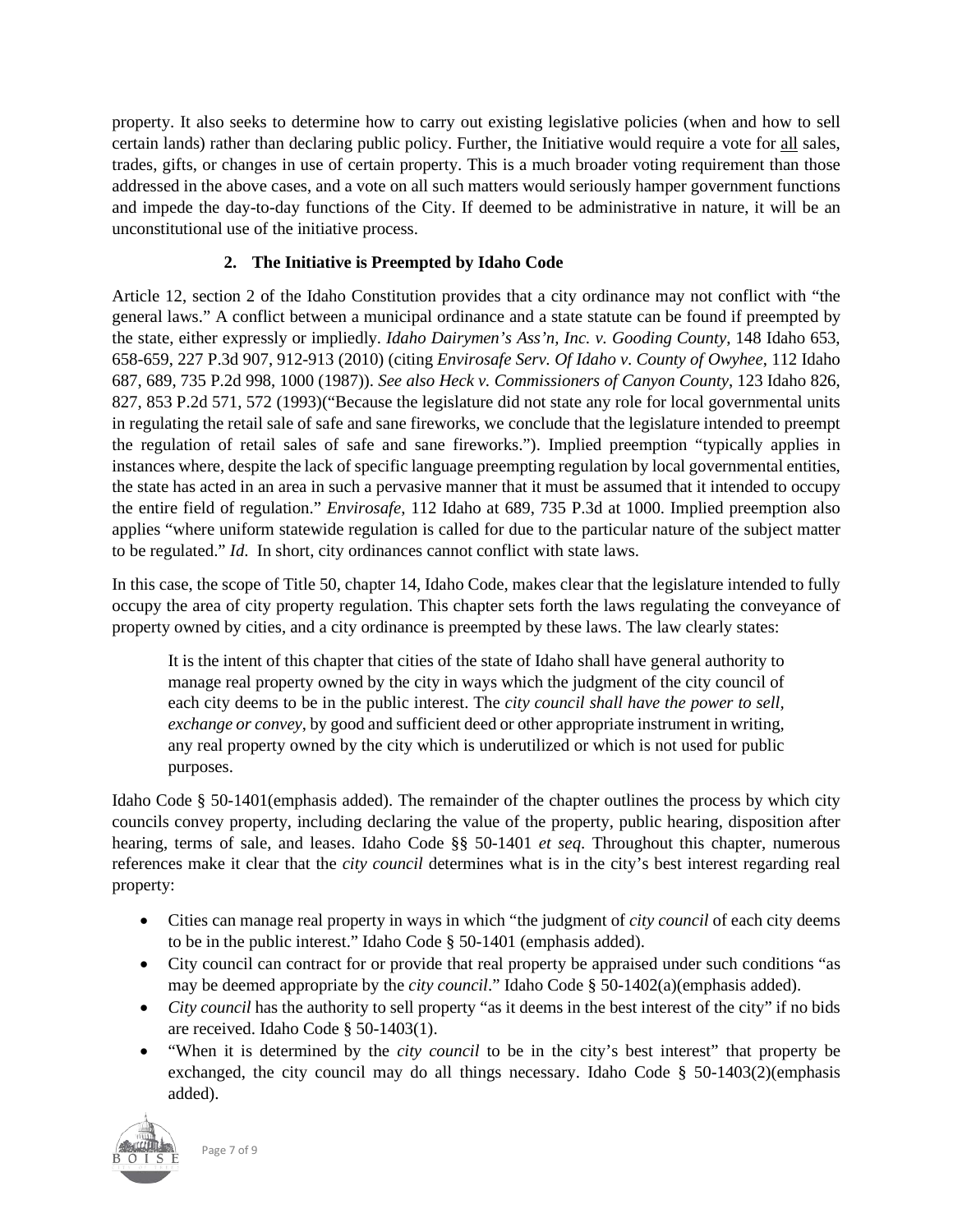property. It also seeks to determine how to carry out existing legislative policies (when and how to sell certain lands) rather than declaring public policy. Further, the Initiative would require a vote for <u>all</u> sales, trades, gifts, or changes in use of certain property. This is a much broader voting requirement than those addressed in the above cases, and a vote on all such matters would seriously hamper government functions and impede the day-to-day functions of the City. If deemed to be administrative in nature, it will be an unconstitutional use of the initiative process.

### 2. The Initiative is Preempted by Idaho Code

Article 12, section 2 of the Idaho Constitution provides that a city ordinance may not conflict with "the general laws." A conflict between a municipal ordinance and a state statute can be found if preempted by the state, either expressly or impliedly. *Idaho Dairymen's Ass'n, Inc. v. Gooding County*, 148 Idaho 653, 658-659, 227 P.3d 907, 912-913 (2010) (citing *Envirosafe Serv. Of Idaho v. County of Owyhee*, 112 Idaho 687, 689, 735 P.2d 998, 1000 (1987)). *See also Heck v. Commissioners of Canyon County*, 123 Idaho 826, 827, 853 P.2d 571, 572 (1993)("Because the legislature did not state any role for local governmental units in regulating the retail sale of safe and sane fireworks, we conclude that the legislature intended to preempt the regulation of retail sales of safe and sane fireworks."). Implied preemption "typically applies in instances where, despite the lack of specific language preempting regulation by local governmental entities, the state has acted in an area in such a pervasive manner that it must be assumed that it intended to occupy the entire field of regulation." *Envirosafe*, 112 Idaho at 689, 735 P.3d at 1000. Implied preemption also applies "where uniform statewide regulation is called for due to the particular nature of the subject matter to be regulated." *Id*. In short, city ordinances cannot conflict with state laws.

In this case, the scope of Title 50, chapter 14, Idaho Code, makes clear that the legislature intended to fully occupy the area of city property regulation. This chapter sets forth the laws regulating the conveyance of property owned by cities, and a city ordinance is preempted by these laws. The law clearly states:

> It is the intent of this chapter that cities of the state of Idaho shall have general authority to manage real property owned by the city in ways which the judgment of the city council of each city deems to be in the public interest. The *city council shall have the power to sell, exchange or convey*, by good and sufficient deed or other appropriate instrument in writing, any real property owned by the city which is underutilized or which is not used for public purposes.

Idaho Code § 50-1401(emphasis added). The remainder of the chapter outlines the process by which city councils convey property, including declaring the value of the property, public hearing, disposition after hearing, terms of sale, and leases. Idaho Code §§ 50-1401 *et seq*. Throughout this chapter, numerous references make it clear that the *city council* determines what is in the city's best interest regarding real property:

- Cities can manage real property in ways in which "the judgment of *city council* of each city deems to be in the public interest." Idaho Code § 50-1401 (emphasis added).
- City council can contract for or provide that real property be appraised under such conditions "as may be deemed appropriate by the *city council*." Idaho Code § 50-1402(a)(emphasis added).
- *City council* has the authority to sell property "as it deems in the best interest of the city" if no bids are received. Idaho Code § 50-1403(1).
- "When it is determined by the *city council* to be in the city's best interest" that property be exchanged, the city council may do all things necessary. Idaho Code § 50-1403(2)(emphasis added).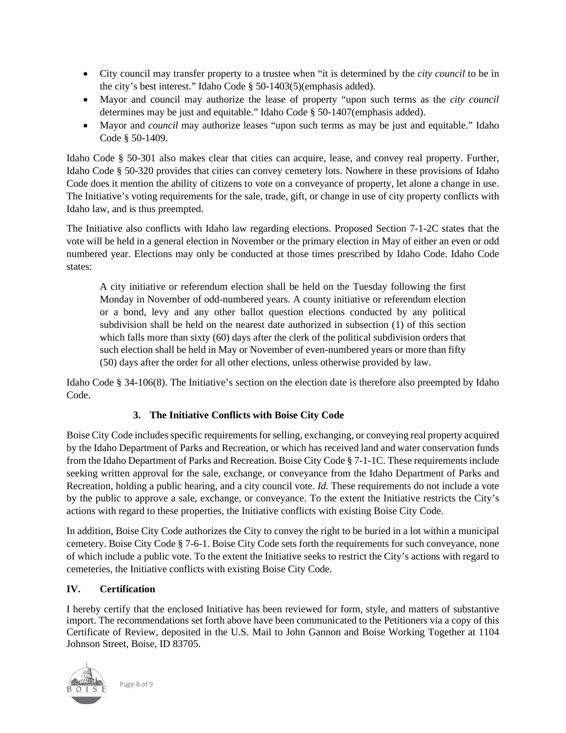- City council may transfer property to a trustee when "it is determined by the *city council* to be in the city's best interest." Idaho Code § 50-1403(5)(emphasis added).
- Mayor and council may authorize the lease of property "upon such terms as the *city council* determines may be just and equitable." Idaho Code § 50-1407(emphasis added).
- Mayor and *council* may authorize leases "upon such terms as may be just and equitable." Idaho Code § 50-1409.

Idaho Code § 50-301 also makes clear that cities can acquire, lease, and convey real property. Further, Idaho Code § 50-320 provides that cities can convey cemetery lots. Nowhere in these provisions of Idaho Code does it mention the ability of citizens to vote on a conveyance of property, let alone a change in use. The Initiative's voting requirements for the sale, trade, gift, or change in use of city property conflicts with Idaho law, and is thus preempted.

The Initiative also conflicts with Idaho law regarding elections. Proposed Section 7-1-2C states that the vote will be held in a general election in November or the primary election in May of either an even or odd numbered year. Elections may only be conducted at those times prescribed by Idaho Code. Idaho Code states:

> A city initiative or referendum election shall be held on the Tuesday following the first Monday in November of odd-numbered years. A county initiative or referendum election or a bond, levy and any other ballot question elections conducted by any political subdivision shall be held on the nearest date authorized in subsection (1) of this section which falls more than sixty (60) days after the clerk of the political subdivision orders that such election shall be held in May or November of even-numbered years or more than fifty (50) days after the order for all other elections, unless otherwise provided by law.

Idaho Code § 34-106(8). The Initiative's section on the election date is therefore also preempted by Idaho Code.

### 3. The Initiative Conflicts with Boise City Code

Boise City Code includes specific requirements for selling, exchanging, or conveying real property acquired by the Idaho Department of Parks and Recreation, or which has received land and water conservation funds from the Idaho Department of Parks and Recreation. Boise City Code § 7-1-1C. These requirements include seeking written approval for the sale, exchange, or conveyance from the Idaho Department of Parks and Recreation, holding a public hearing, and a city council vote. *Id.* These requirements do not include a vote by the public to approve a sale, exchange, or conveyance. To the extent the Initiative restricts the City's actions with regard to these properties, the Initiative conflicts with existing Boise City Code.

In addition, Boise City Code authorizes the City to convey the right to be buried in a lot within a municipal cemetery. Boise City Code § 7-6-1. Boise City Code sets forth the requirements for such conveyance, none of which include a public vote. To the extent the Initiative seeks to restrict the City's actions with regard to cemeteries, the Initiative conflicts with existing Boise City Code.

## IV. Certification

I hereby certify that the enclosed Initiative has been reviewed for form, style, and matters of substantive import. The recommendations set forth above have been communicated to the Petitioners via a copy of this Certificate of Review, deposited in the U.S. Mail to John Gannon and Boise Working Together at 1104 Johnson Street, Boise, ID 83705.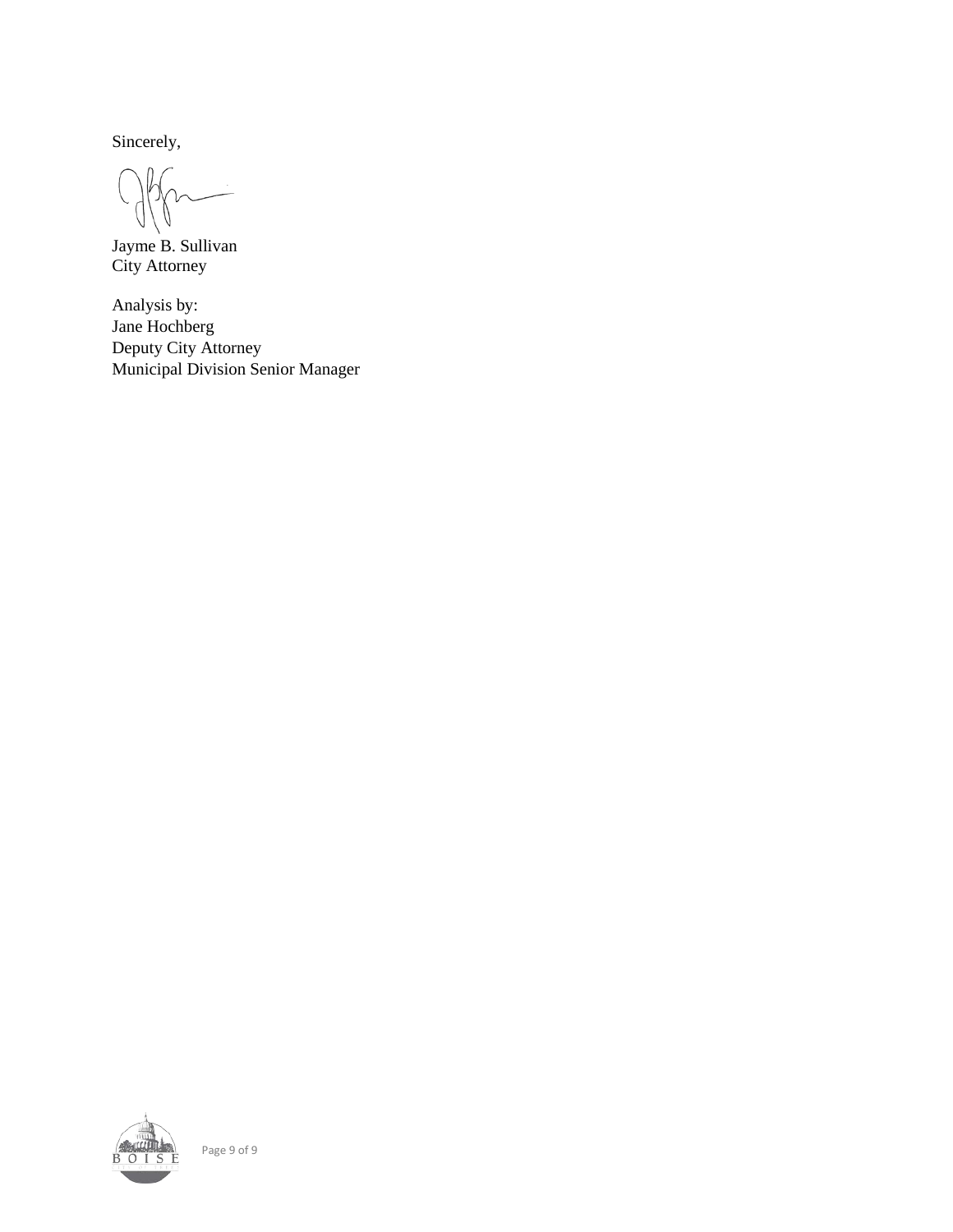Sincerely,

Jayme B. Sullivan
City Attorney

Analysis by:
Jane Hochberg
Deputy City Attorney
Municipal Division Senior Manager